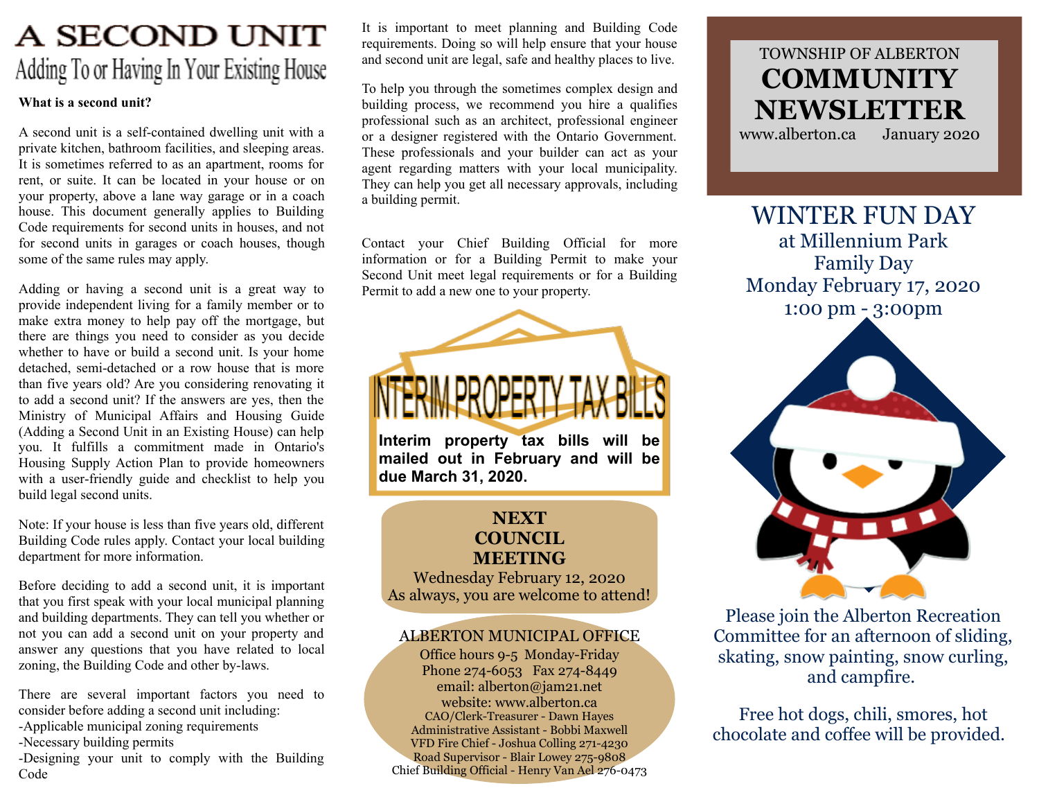# A SECOND UNIT

## Adding To or Having In Your Existing House

**What is a second unit?**

A second unit is a self-contained dwelling unit with a private kitchen, bathroom facilities, and sleeping areas. It is sometimes referred to as an apartment, rooms for rent, or suite. It can be located in your house or on your property, above a lane way garage or in a coach house. This document generally applies to Building Code requirements for second units in houses, and not for second units in garages or coach houses, though some of the same rules may apply.

Adding or having a second unit is a great way to provide independent living for a family member or to make extra money to help pay off the mortgage, but there are things you need to consider as you decide whether to have or build a second unit. Is your home detached, semi-detached or a row house that is more than five years old? Are you considering renovating it to add a second unit? If the answers are yes, then the Ministry of Municipal Affairs and Housing Guide (Adding a Second Unit in an Existing House) can help you. It fulfills a commitment made in Ontario's Housing Supply Action Plan to provide homeowners with a user-friendly guide and checklist to help you build legal second units.

Note: If your house is less than five years old, different Building Code rules apply. Contact your local building department for more information.

Before deciding to add a second unit, it is important that you first speak with your local municipal planning and building departments. They can tell you whether or not you can add a second unit on your property and answer any questions that you have related to local zoning, the Building Code and other by-laws.

There are several important factors you need to consider before adding a second unit including:
-Applicable municipal zoning requirements
-Necessary building permits
-Designing your unit to comply with the Building Code

It is important to meet planning and Building Code requirements. Doing so will help ensure that your house and second unit are legal, safe and healthy places to live.

To help you through the sometimes complex design and building process, we recommend you hire a qualifies professional such as an architect, professional engineer or a designer registered with the Ontario Government. These professionals and your builder can act as your agent regarding matters with your local municipality. They can help you get all necessary approvals, including a building permit.

Contact your Chief Building Official for more information or for a Building Permit to make your Second Unit meet legal requirements or for a Building Permit to add a new one to your property.

## INTERIM PROPERTY TAX BILLS

**Interim property tax bills will be mailed out in February and will be due March 31, 2020.**

## NEXT COUNCIL MEETING

Wednesday February 12, 2020
As always, you are welcome to attend!

## ALBERTON MUNICIPAL OFFICE

Office hours 9-5 Monday-Friday
Phone 274-6053 Fax 274-8449
email: alberton@jam21.net
website: www.alberton.ca
CAO/Clerk-Treasurer - Dawn Hayes
Administrative Assistant - Bobbi Maxwell
VFD Fire Chief - Joshua Colling 271-4230
Road Supervisor - Blair Lowey 275-9808
Chief Building Official - Henry Van Ael 276-0473

TOWNSHIP OF ALBERTON

# COMMUNITY NEWSLETTER

www.alberton.ca January 2020

## WINTER FUN DAY

at Millennium Park
Family Day
Monday February 17, 2020
1:00 pm - 3:00pm

Please join the Alberton Recreation Committee for an afternoon of sliding, skating, snow painting, snow curling, and campfire.

Free hot dogs, chili, smores, hot chocolate and coffee will be provided.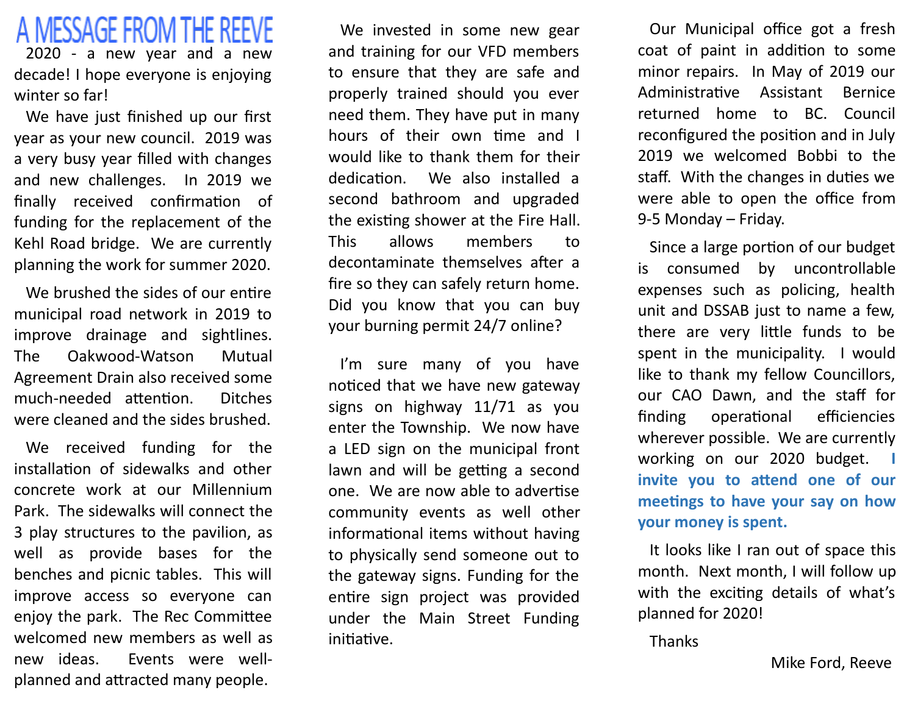# A MESSAGE FROM THE REEVE

2020 - a new year and a new decade! I hope everyone is enjoying winter so far!

We have just finished up our first year as your new council. 2019 was a very busy year filled with changes and new challenges. In 2019 we finally received confirmation of funding for the replacement of the Kehl Road bridge. We are currently planning the work for summer 2020.

We brushed the sides of our entire municipal road network in 2019 to improve drainage and sightlines. The Oakwood-Watson Mutual Agreement Drain also received some much-needed attention. Ditches were cleaned and the sides brushed.

We received funding for the installation of sidewalks and other concrete work at our Millennium Park. The sidewalks will connect the 3 play structures to the pavilion, as well as provide bases for the benches and picnic tables. This will improve access so everyone can enjoy the park. The Rec Committee welcomed new members as well as new ideas. Events were well-planned and attracted many people.

We invested in some new gear and training for our VFD members to ensure that they are safe and properly trained should you ever need them. They have put in many hours of their own time and I would like to thank them for their dedication. We also installed a second bathroom and upgraded the existing shower at the Fire Hall. This allows members to decontaminate themselves after a fire so they can safely return home. Did you know that you can buy your burning permit 24/7 online?

I'm sure many of you have noticed that we have new gateway signs on highway 11/71 as you enter the Township. We now have a LED sign on the municipal front lawn and will be getting a second one. We are now able to advertise community events as well other informational items without having to physically send someone out to the gateway signs. Funding for the entire sign project was provided under the Main Street Funding initiative.

Our Municipal office got a fresh coat of paint in addition to some minor repairs. In May of 2019 our Administrative Assistant Bernice returned home to BC. Council reconfigured the position and in July 2019 we welcomed Bobbi to the staff. With the changes in duties we were able to open the office from 9-5 Monday – Friday.

Since a large portion of our budget is consumed by uncontrollable expenses such as policing, health unit and DSSAB just to name a few, there are very little funds to be spent in the municipality. I would like to thank my fellow Councillors, our CAO Dawn, and the staff for finding operational efficiencies wherever possible. We are currently working on our 2020 budget. **I invite you to attend one of our meetings to have your say on how your money is spent.**

It looks like I ran out of space this month. Next month, I will follow up with the exciting details of what's planned for 2020!

Thanks

Mike Ford, Reeve